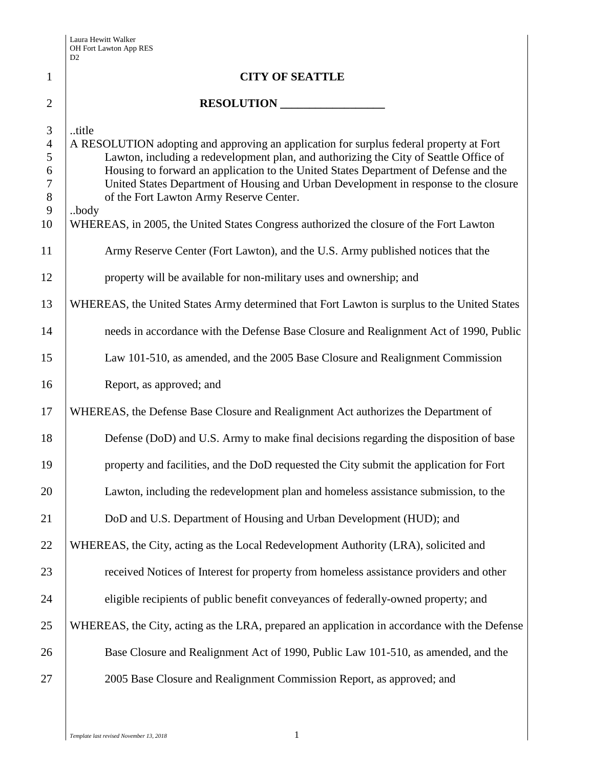# CITY OF SEATTLE

## RESOLUTION __________________

..title

A RESOLUTION adopting and approving an application for surplus federal property at Fort Lawton, including a redevelopment plan, and authorizing the City of Seattle Office of Housing to forward an application to the United States Department of Defense and the United States Department of Housing and Urban Development in response to the closure of the Fort Lawton Army Reserve Center.

..body

WHEREAS, in 2005, the United States Congress authorized the closure of the Fort Lawton Army Reserve Center (Fort Lawton), and the U.S. Army published notices that the property will be available for non-military uses and ownership; and

WHEREAS, the United States Army determined that Fort Lawton is surplus to the United States needs in accordance with the Defense Base Closure and Realignment Act of 1990, Public Law 101-510, as amended, and the 2005 Base Closure and Realignment Commission Report, as approved; and

WHEREAS, the Defense Base Closure and Realignment Act authorizes the Department of Defense (DoD) and U.S. Army to make final decisions regarding the disposition of base property and facilities, and the DoD requested the City submit the application for Fort Lawton, including the redevelopment plan and homeless assistance submission, to the DoD and U.S. Department of Housing and Urban Development (HUD); and

WHEREAS, the City, acting as the Local Redevelopment Authority (LRA), solicited and received Notices of Interest for property from homeless assistance providers and other eligible recipients of public benefit conveyances of federally-owned property; and

WHEREAS, the City, acting as the LRA, prepared an application in accordance with the Defense Base Closure and Realignment Act of 1990, Public Law 101-510, as amended, and the 2005 Base Closure and Realignment Commission Report, as approved; and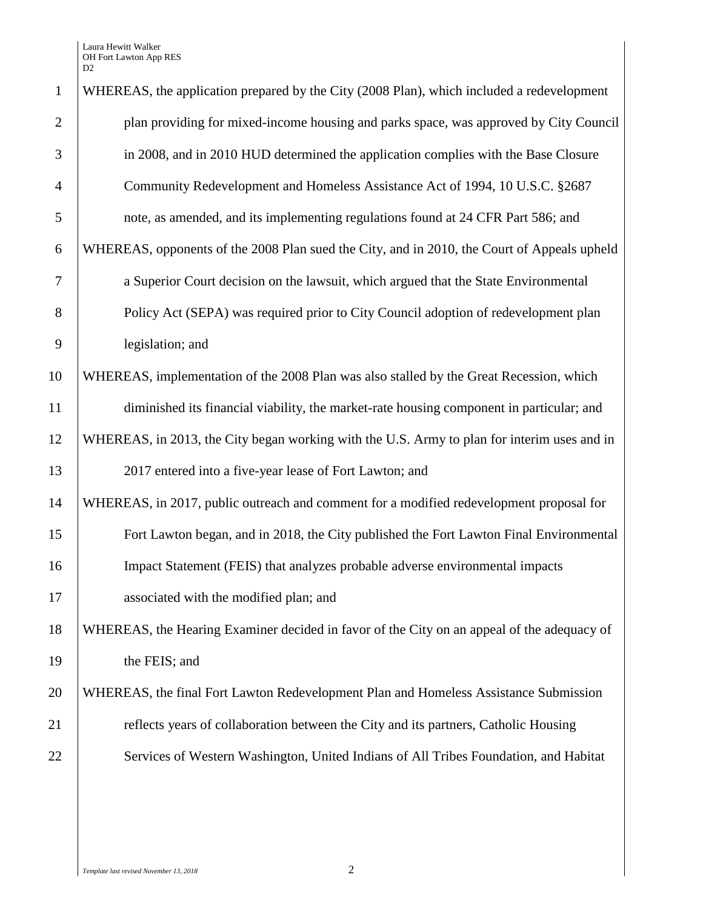WHEREAS, the application prepared by the City (2008 Plan), which included a redevelopment plan providing for mixed-income housing and parks space, was approved by City Council in 2008, and in 2010 HUD determined the application complies with the Base Closure Community Redevelopment and Homeless Assistance Act of 1994, 10 U.S.C. §2687 note, as amended, and its implementing regulations found at 24 CFR Part 586; and

WHEREAS, opponents of the 2008 Plan sued the City, and in 2010, the Court of Appeals upheld a Superior Court decision on the lawsuit, which argued that the State Environmental Policy Act (SEPA) was required prior to City Council adoption of redevelopment plan legislation; and

WHEREAS, implementation of the 2008 Plan was also stalled by the Great Recession, which diminished its financial viability, the market-rate housing component in particular; and

WHEREAS, in 2013, the City began working with the U.S. Army to plan for interim uses and in 2017 entered into a five-year lease of Fort Lawton; and

WHEREAS, in 2017, public outreach and comment for a modified redevelopment proposal for Fort Lawton began, and in 2018, the City published the Fort Lawton Final Environmental Impact Statement (FEIS) that analyzes probable adverse environmental impacts associated with the modified plan; and

WHEREAS, the Hearing Examiner decided in favor of the City on an appeal of the adequacy of the FEIS; and

WHEREAS, the final Fort Lawton Redevelopment Plan and Homeless Assistance Submission reflects years of collaboration between the City and its partners, Catholic Housing Services of Western Washington, United Indians of All Tribes Foundation, and Habitat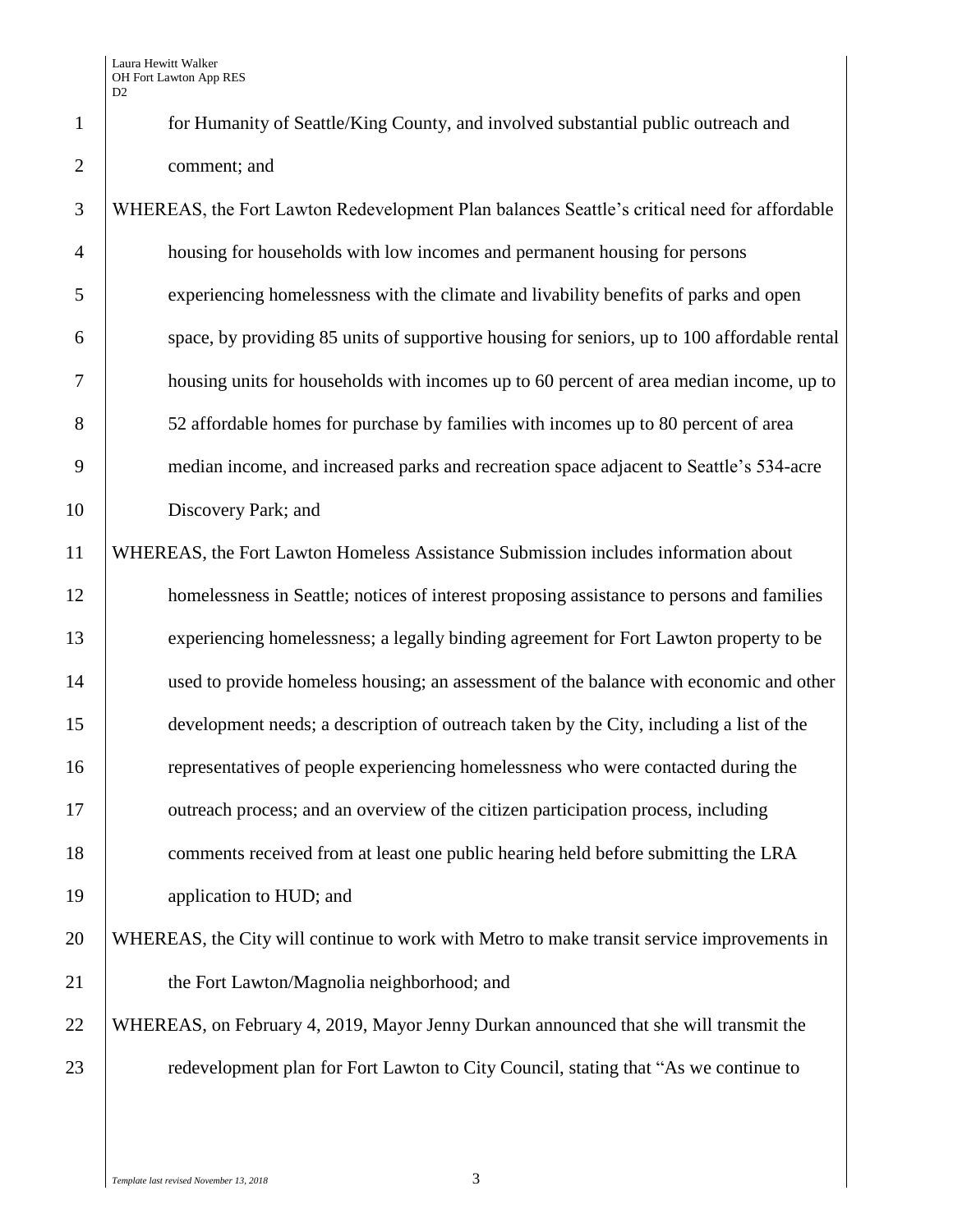for Humanity of Seattle/King County, and involved substantial public outreach and comment; and

WHEREAS, the Fort Lawton Redevelopment Plan balances Seattle's critical need for affordable housing for households with low incomes and permanent housing for persons experiencing homelessness with the climate and livability benefits of parks and open space, by providing 85 units of supportive housing for seniors, up to 100 affordable rental housing units for households with incomes up to 60 percent of area median income, up to 52 affordable homes for purchase by families with incomes up to 80 percent of area median income, and increased parks and recreation space adjacent to Seattle's 534-acre Discovery Park; and

WHEREAS, the Fort Lawton Homeless Assistance Submission includes information about homelessness in Seattle; notices of interest proposing assistance to persons and families experiencing homelessness; a legally binding agreement for Fort Lawton property to be used to provide homeless housing; an assessment of the balance with economic and other development needs; a description of outreach taken by the City, including a list of the representatives of people experiencing homelessness who were contacted during the outreach process; and an overview of the citizen participation process, including comments received from at least one public hearing held before submitting the LRA application to HUD; and

WHEREAS, the City will continue to work with Metro to make transit service improvements in the Fort Lawton/Magnolia neighborhood; and

WHEREAS, on February 4, 2019, Mayor Jenny Durkan announced that she will transmit the redevelopment plan for Fort Lawton to City Council, stating that "As we continue to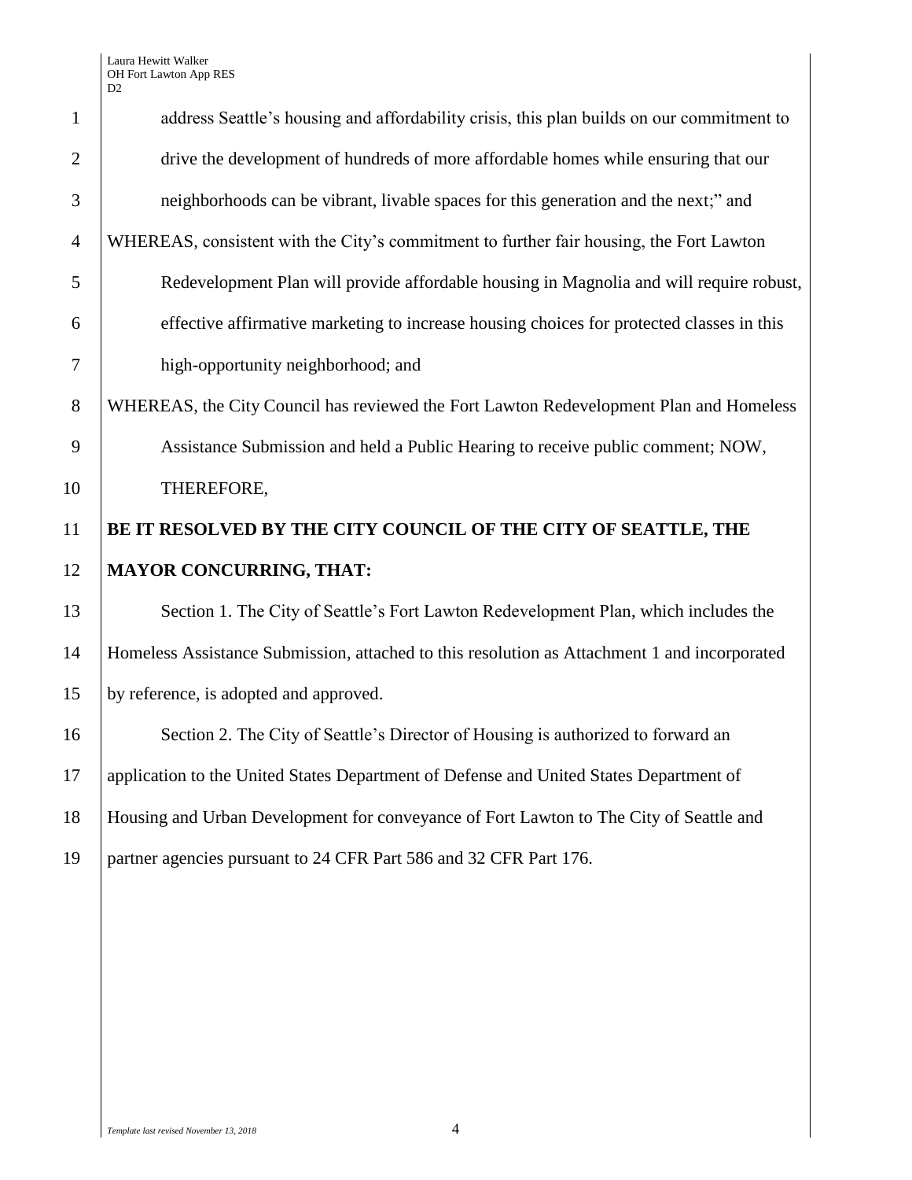address Seattle's housing and affordability crisis, this plan builds on our commitment to drive the development of hundreds of more affordable homes while ensuring that our neighborhoods can be vibrant, livable spaces for this generation and the next;" and

WHEREAS, consistent with the City's commitment to further fair housing, the Fort Lawton Redevelopment Plan will provide affordable housing in Magnolia and will require robust, effective affirmative marketing to increase housing choices for protected classes in this high-opportunity neighborhood; and

WHEREAS, the City Council has reviewed the Fort Lawton Redevelopment Plan and Homeless Assistance Submission and held a Public Hearing to receive public comment; NOW, THEREFORE,

**BE IT RESOLVED BY THE CITY COUNCIL OF THE CITY OF SEATTLE, THE MAYOR CONCURRING, THAT:**

Section 1. The City of Seattle's Fort Lawton Redevelopment Plan, which includes the Homeless Assistance Submission, attached to this resolution as Attachment 1 and incorporated by reference, is adopted and approved.

Section 2. The City of Seattle's Director of Housing is authorized to forward an application to the United States Department of Defense and United States Department of Housing and Urban Development for conveyance of Fort Lawton to The City of Seattle and partner agencies pursuant to 24 CFR Part 586 and 32 CFR Part 176.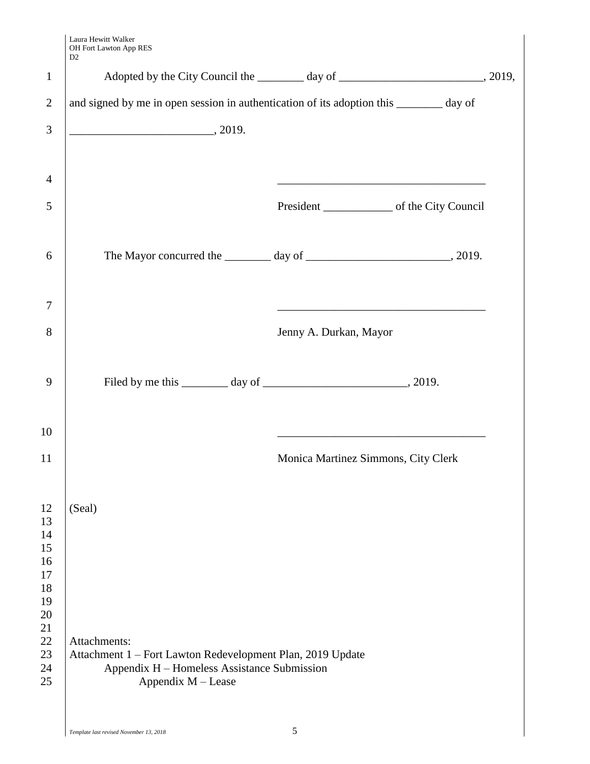Adopted by the City Council the ________ day of _________________________, 2019, and signed by me in open session in authentication of its adoption this ________ day of _________________________, 2019.

____________________________________

President ____________ of the City Council

The Mayor concurred the ________ day of _________________________, 2019.

____________________________________

Jenny A. Durkan, Mayor

Filed by me this ________ day of _________________________, 2019.

____________________________________

Monica Martinez Simmons, City Clerk

(Seal)

Attachments:
Attachment 1 – Fort Lawton Redevelopment Plan, 2019 Update
Appendix H – Homeless Assistance Submission
Appendix M – Lease